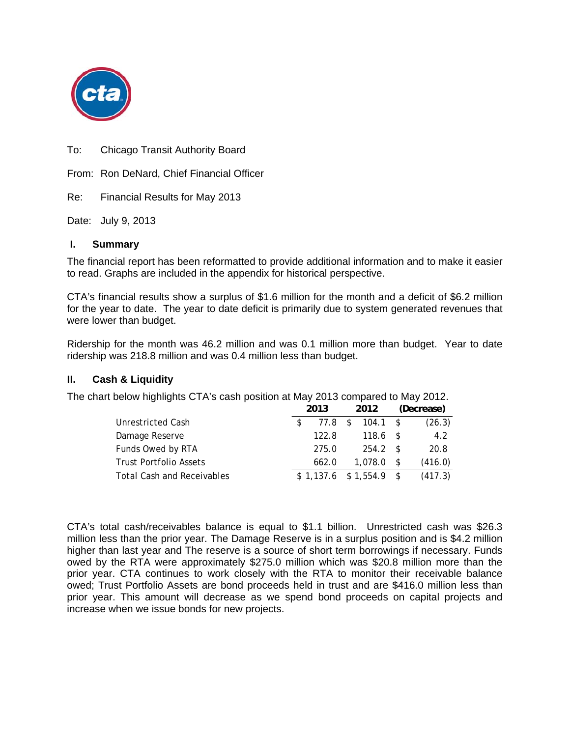To: Chicago Transit Authority Board

From: Ron DeNard, Chief Financial Officer

Re: Financial Results for May 2013

Date: July 9, 2013

## I. Summary

The financial report has been reformatted to provide additional information and to make it easier to read. Graphs are included in the appendix for historical perspective.

CTA's financial results show a surplus of $1.6 million for the month and a deficit of $6.2 million for the year to date. The year to date deficit is primarily due to system generated revenues that were lower than budget.

Ridership for the month was 46.2 million and was 0.1 million more than budget. Year to date ridership was 218.8 million and was 0.4 million less than budget.

## II. Cash & Liquidity

The chart below highlights CTA's cash position at May 2013 compared to May 2012.

| | 2013 | 2012 | (Decrease) |
|---|---|---|---|
| Unrestricted Cash | $ 77.8 | $ 104.1 | $ (26.3) |
| Damage Reserve | 122.8 | 118.6 | $ 4.2 |
| Funds Owed by RTA | 275.0 | 254.2 | $ 20.8 |
| Trust Portfolio Assets | 662.0 | 1,078.0 | $ (416.0) |
| Total Cash and Receivables | $ 1,137.6 | $ 1,554.9 | $ (417.3) |

CTA's total cash/receivables balance is equal to $1.1 billion. Unrestricted cash was $26.3 million less than the prior year. The Damage Reserve is in a surplus position and is $4.2 million higher than last year and The reserve is a source of short term borrowings if necessary. Funds owed by the RTA were approximately $275.0 million which was $20.8 million more than the prior year. CTA continues to work closely with the RTA to monitor their receivable balance owed; Trust Portfolio Assets are bond proceeds held in trust and are $416.0 million less than prior year. This amount will decrease as we spend bond proceeds on capital projects and increase when we issue bonds for new projects.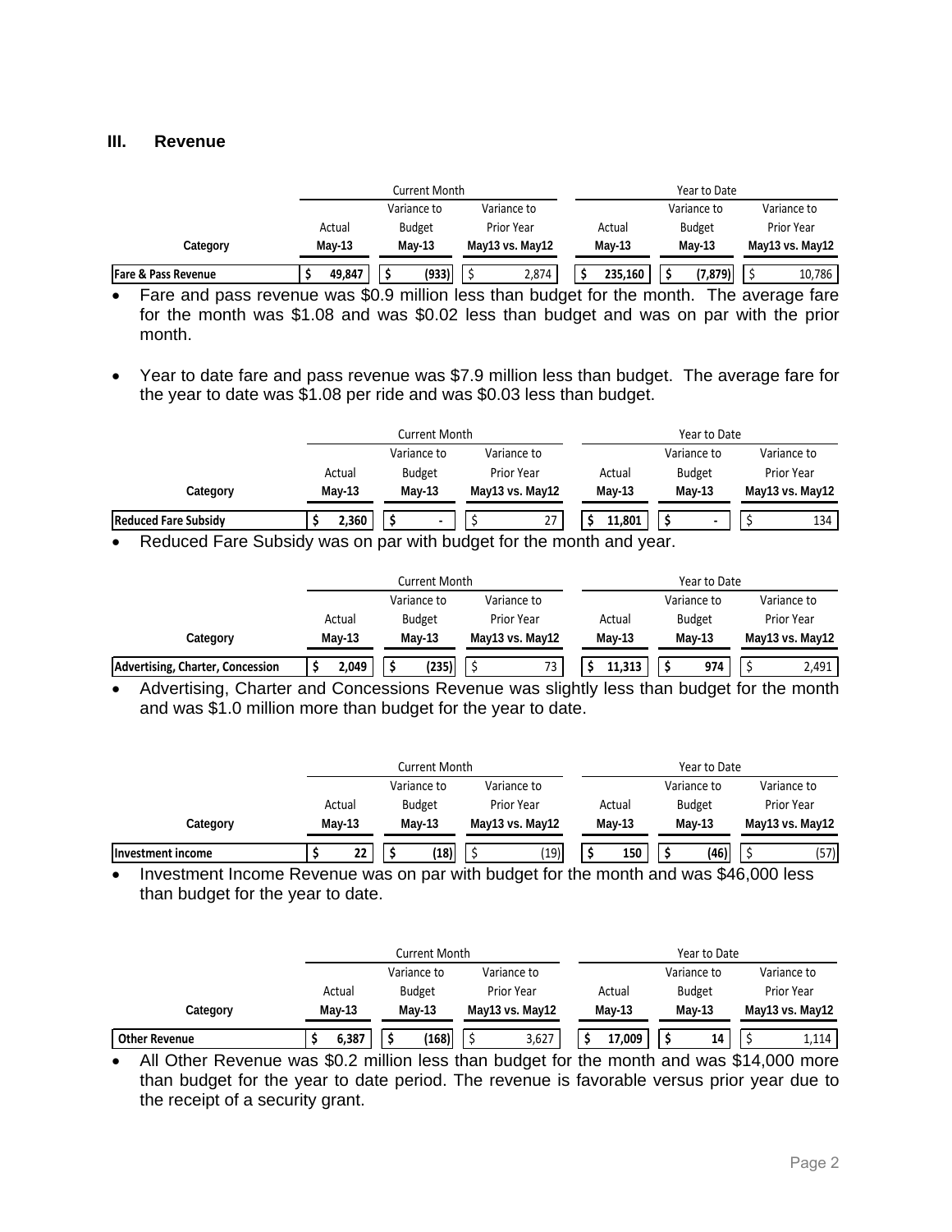## III. Revenue

| Category | Current Month | | | Year to Date | | |
|---|---|---|---|---|---|---|
| | Actual May-13 | Variance to Budget May-13 | Variance to Prior Year May13 vs. May12 | Actual May-13 | Variance to Budget May-13 | Variance to Prior Year May13 vs. May12 |
| **Fare & Pass Revenue** | $ 49,847 | $ (933) | $ 2,874 | $ 235,160 | $ (7,879) | $ 10,786 |

- Fare and pass revenue was $0.9 million less than budget for the month. The average fare for the month was $1.08 and was $0.02 less than budget and was on par with the prior month.

- Year to date fare and pass revenue was $7.9 million less than budget. The average fare for the year to date was $1.08 per ride and was $0.03 less than budget.

| Category | Current Month | | | Year to Date | | |
|---|---|---|---|---|---|---|
| | Actual May-13 | Variance to Budget May-13 | Variance to Prior Year May13 vs. May12 | Actual May-13 | Variance to Budget May-13 | Variance to Prior Year May13 vs. May12 |
| **Reduced Fare Subsidy** | $ 2,360 | $ - | $ 27 | $ 11,801 | $ - | $ 134 |

- Reduced Fare Subsidy was on par with budget for the month and year.

| Category | Current Month | | | Year to Date | | |
|---|---|---|---|---|---|---|
| | Actual May-13 | Variance to Budget May-13 | Variance to Prior Year May13 vs. May12 | Actual May-13 | Variance to Budget May-13 | Variance to Prior Year May13 vs. May12 |
| **Advertising, Charter, Concession** | $ 2,049 | $ (235) | $ 73 | $ 11,313 | $ 974 | $ 2,491 |

- Advertising, Charter and Concessions Revenue was slightly less than budget for the month and was $1.0 million more than budget for the year to date.

| Category | Current Month | | | Year to Date | | |
|---|---|---|---|---|---|---|
| | Actual May-13 | Variance to Budget May-13 | Variance to Prior Year May13 vs. May12 | Actual May-13 | Variance to Budget May-13 | Variance to Prior Year May13 vs. May12 |
| **Investment income** | $ 22 | $ (18) | $ (19) | $ 150 | $ (46) | $ (57) |

- Investment Income Revenue was on par with budget for the month and was $46,000 less than budget for the year to date.

| Category | Current Month | | | Year to Date | | |
|---|---|---|---|---|---|---|
| | Actual May-13 | Variance to Budget May-13 | Variance to Prior Year May13 vs. May12 | Actual May-13 | Variance to Budget May-13 | Variance to Prior Year May13 vs. May12 |
| **Other Revenue** | $ 6,387 | $ (168) | $ 3,627 | $ 17,009 | $ 14 | $ 1,114 |

- All Other Revenue was $0.2 million less than budget for the month and was $14,000 more than budget for the year to date period. The revenue is favorable versus prior year due to the receipt of a security grant.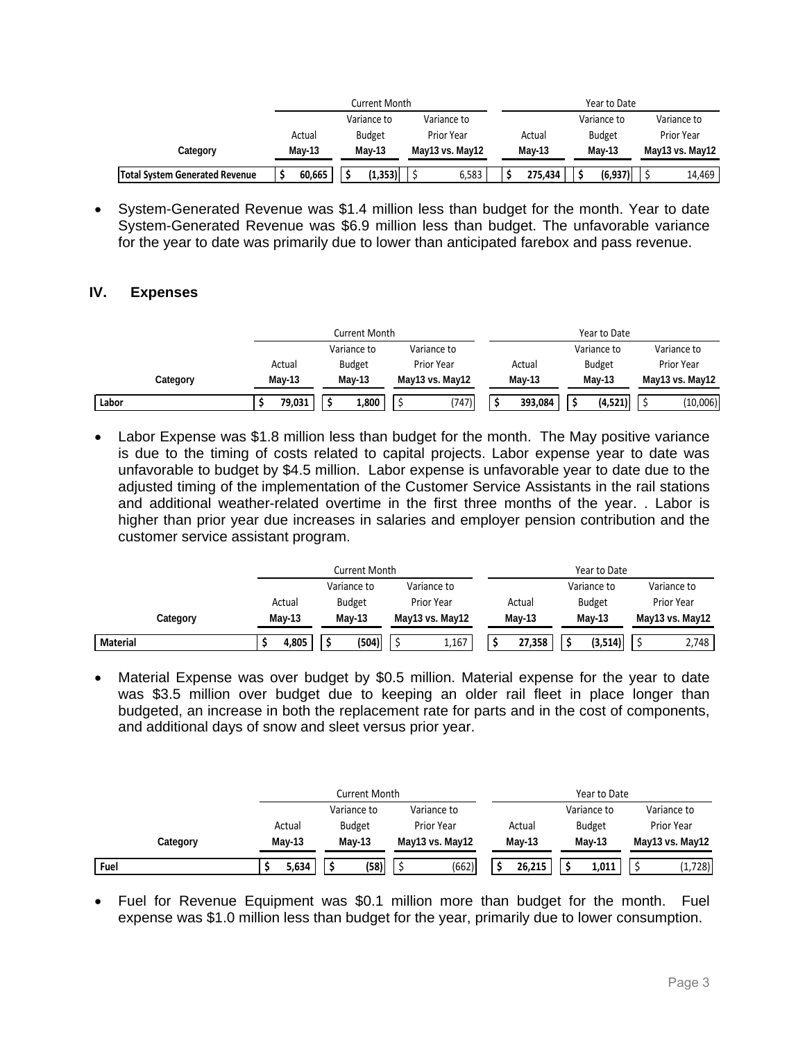| | Current Month | | | Year to Date | | |
|---|---|---|---|---|---|---|
| | Actual | Variance to Budget | Variance to Prior Year | Actual | Variance to Budget | Variance to Prior Year |
| **Category** | **May-13** | **May-13** | **May13 vs. May12** | **May-13** | **May-13** | **May13 vs. May12** |
| **Total System Generated Revenue** | **$ 60,665** | **$ (1,353)** | $ 6,583 | **$ 275,434** | **$ (6,937)** | $ 14,469 |

- System-Generated Revenue was $1.4 million less than budget for the month. Year to date System-Generated Revenue was $6.9 million less than budget. The unfavorable variance for the year to date was primarily due to lower than anticipated farebox and pass revenue.

## IV. Expenses

| | Current Month | | | Year to Date | | |
|---|---|---|---|---|---|---|
| | Actual | Variance to Budget | Variance to Prior Year | Actual | Variance to Budget | Variance to Prior Year |
| **Category** | **May-13** | **May-13** | **May13 vs. May12** | **May-13** | **May-13** | **May13 vs. May12** |
| **Labor** | **$ 79,031** | **$ 1,800** | $ (747) | **$ 393,084** | **$ (4,521)** | $ (10,006) |

- Labor Expense was $1.8 million less than budget for the month. The May positive variance is due to the timing of costs related to capital projects. Labor expense year to date was unfavorable to budget by $4.5 million. Labor expense is unfavorable year to date due to the adjusted timing of the implementation of the Customer Service Assistants in the rail stations and additional weather-related overtime in the first three months of the year. . Labor is higher than prior year due increases in salaries and employer pension contribution and the customer service assistant program.

| | Current Month | | | Year to Date | | |
|---|---|---|---|---|---|---|
| | Actual | Variance to Budget | Variance to Prior Year | Actual | Variance to Budget | Variance to Prior Year |
| **Category** | **May-13** | **May-13** | **May13 vs. May12** | **May-13** | **May-13** | **May13 vs. May12** |
| **Material** | **$ 4,805** | **$ (504)** | $ 1,167 | **$ 27,358** | **$ (3,514)** | $ 2,748 |

- Material Expense was over budget by $0.5 million. Material expense for the year to date was $3.5 million over budget due to keeping an older rail fleet in place longer than budgeted, an increase in both the replacement rate for parts and in the cost of components, and additional days of snow and sleet versus prior year.

| | Current Month | | | Year to Date | | |
|---|---|---|---|---|---|---|
| | Actual | Variance to Budget | Variance to Prior Year | Actual | Variance to Budget | Variance to Prior Year |
| **Category** | **May-13** | **May-13** | **May13 vs. May12** | **May-13** | **May-13** | **May13 vs. May12** |
| **Fuel** | **$ 5,634** | **$ (58)** | $ (662) | **$ 26,215** | **$ 1,011** | $ (1,728) |

- Fuel for Revenue Equipment was $0.1 million more than budget for the month. Fuel expense was $1.0 million less than budget for the year, primarily due to lower consumption.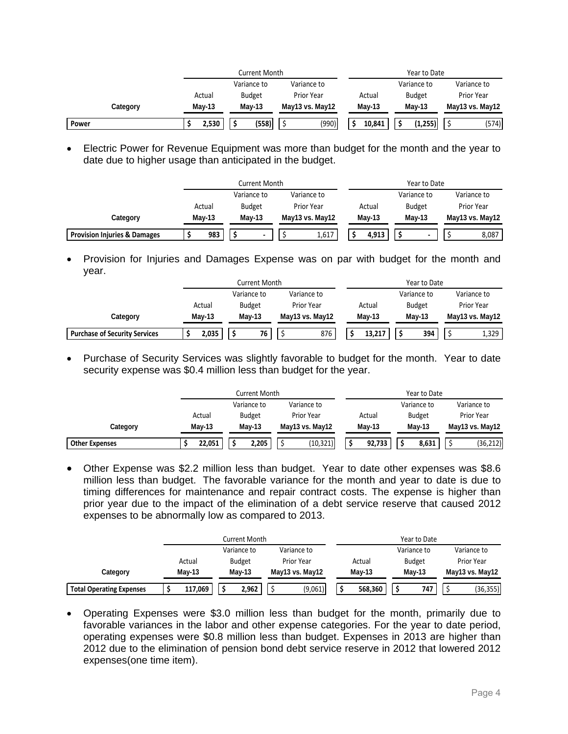| | Current Month | | | Year to Date | | |
|---|---|---|---|---|---|---|
| | Actual | Variance to Budget | Variance to Prior Year | Actual | Variance to Budget | Variance to Prior Year |
| **Category** | **May-13** | **May-13** | **May13 vs. May12** | **May-13** | **May-13** | **May13 vs. May12** |
| **Power** | **$ 2,530** | **$ (558)** | $ (990) | **$ 10,841** | **$ (1,255)** | $ (574) |

- Electric Power for Revenue Equipment was more than budget for the month and the year to date due to higher usage than anticipated in the budget.

| | Current Month | | | Year to Date | | |
|---|---|---|---|---|---|---|
| | Actual | Variance to Budget | Variance to Prior Year | Actual | Variance to Budget | Variance to Prior Year |
| **Category** | **May-13** | **May-13** | **May13 vs. May12** | **May-13** | **May-13** | **May13 vs. May12** |
| **Provision Injuries & Damages** | **$ 983** | **$ -** | $ 1,617 | **$ 4,913** | **$ -** | $ 8,087 |

- Provision for Injuries and Damages Expense was on par with budget for the month and year.

| | Current Month | | | Year to Date | | |
|---|---|---|---|---|---|---|
| | Actual | Variance to Budget | Variance to Prior Year | Actual | Variance to Budget | Variance to Prior Year |
| **Category** | **May-13** | **May-13** | **May13 vs. May12** | **May-13** | **May-13** | **May13 vs. May12** |
| **Purchase of Security Services** | **$ 2,035** | **$ 76** | $ 876 | **$ 13,217** | **$ 394** | $ 1,329 |

- Purchase of Security Services was slightly favorable to budget for the month. Year to date security expense was $0.4 million less than budget for the year.

| | Current Month | | | Year to Date | | |
|---|---|---|---|---|---|---|
| | Actual | Variance to Budget | Variance to Prior Year | Actual | Variance to Budget | Variance to Prior Year |
| **Category** | **May-13** | **May-13** | **May13 vs. May12** | **May-13** | **May-13** | **May13 vs. May12** |
| **Other Expenses** | **$ 22,051** | **$ 2,205** | $ (10,321) | **$ 92,733** | **$ 8,631** | $ (36,212) |

- Other Expense was $2.2 million less than budget. Year to date other expenses was $8.6 million less than budget. The favorable variance for the month and year to date is due to timing differences for maintenance and repair contract costs. The expense is higher than prior year due to the impact of the elimination of a debt service reserve that caused 2012 expenses to be abnormally low as compared to 2013.

| | Current Month | | | Year to Date | | |
|---|---|---|---|---|---|---|
| | Actual | Variance to Budget | Variance to Prior Year | Actual | Variance to Budget | Variance to Prior Year |
| **Category** | **May-13** | **May-13** | **May13 vs. May12** | **May-13** | **May-13** | **May13 vs. May12** |
| **Total Operating Expenses** | **$ 117,069** | **$ 2,962** | $ (9,061) | **$ 568,360** | **$ 747** | $ (36,355) |

- Operating Expenses were $3.0 million less than budget for the month, primarily due to favorable variances in the labor and other expense categories. For the year to date period, operating expenses were $0.8 million less than budget. Expenses in 2013 are higher than 2012 due to the elimination of pension bond debt service reserve in 2012 that lowered 2012 expenses(one time item).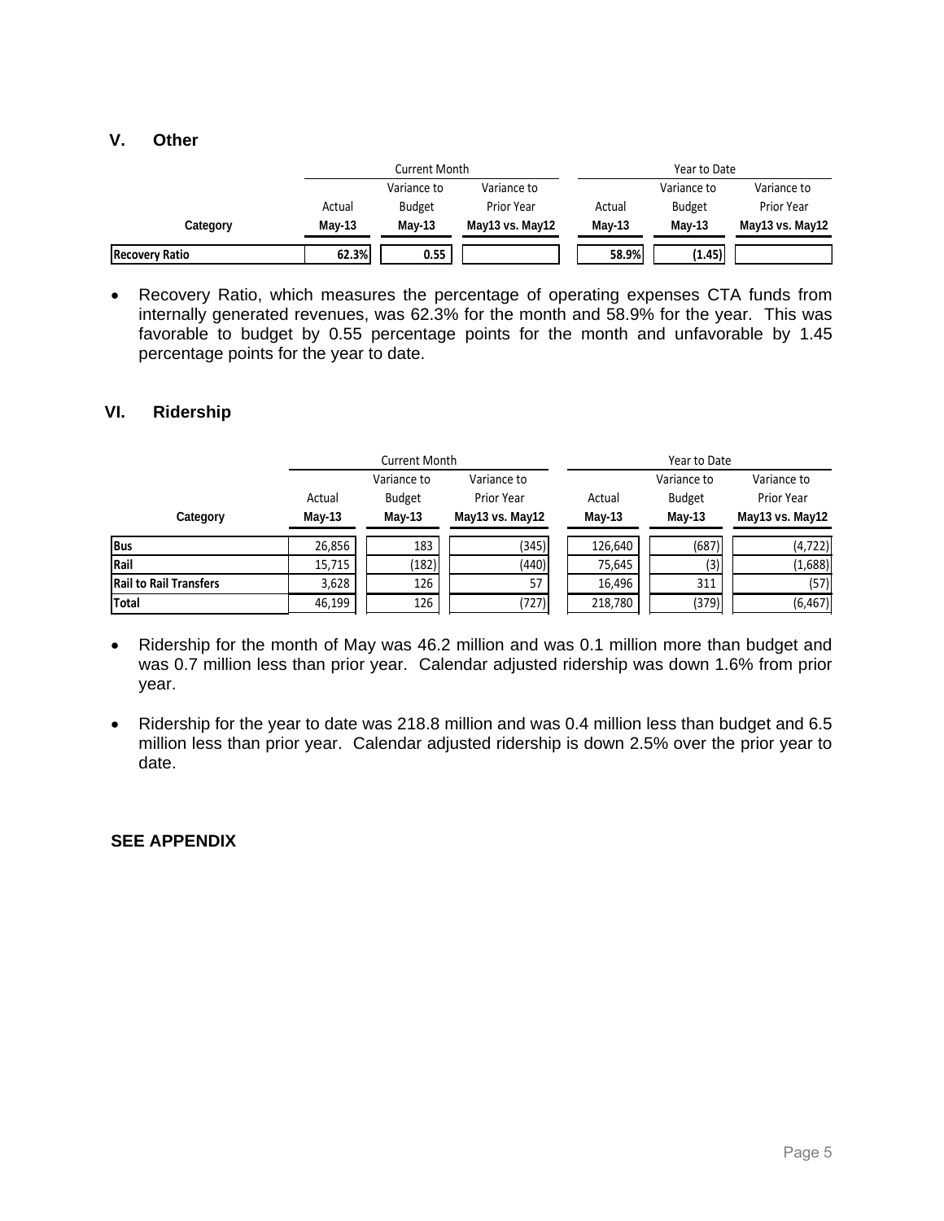## V. Other

| | Current Month | | | Year to Date | | |
|---|---|---|---|---|---|---|
| | Actual | Variance to Budget | Variance to Prior Year | Actual | Variance to Budget | Variance to Prior Year |
| **Category** | **May-13** | **May-13** | **May13 vs. May12** | **May-13** | **May-13** | **May13 vs. May12** |
| **Recovery Ratio** | 62.3% | 0.55 | | 58.9% | (1.45) | |

- Recovery Ratio, which measures the percentage of operating expenses CTA funds from internally generated revenues, was 62.3% for the month and 58.9% for the year. This was favorable to budget by 0.55 percentage points for the month and unfavorable by 1.45 percentage points for the year to date.

## VI. Ridership

| | Current Month | | | Year to Date | | |
|---|---|---|---|---|---|---|
| | Actual | Variance to Budget | Variance to Prior Year | Actual | Variance to Budget | Variance to Prior Year |
| **Category** | **May-13** | **May-13** | **May13 vs. May12** | **May-13** | **May-13** | **May13 vs. May12** |
| **Bus** | 26,856 | 183 | (345) | 126,640 | (687) | (4,722) |
| **Rail** | 15,715 | (182) | (440) | 75,645 | (3) | (1,688) |
| **Rail to Rail Transfers** | 3,628 | 126 | 57 | 16,496 | 311 | (57) |
| **Total** | 46,199 | 126 | (727) | 218,780 | (379) | (6,467) |

- Ridership for the month of May was 46.2 million and was 0.1 million more than budget and was 0.7 million less than prior year. Calendar adjusted ridership was down 1.6% from prior year.

- Ridership for the year to date was 218.8 million and was 0.4 million less than budget and 6.5 million less than prior year. Calendar adjusted ridership is down 2.5% over the prior year to date.

**SEE APPENDIX**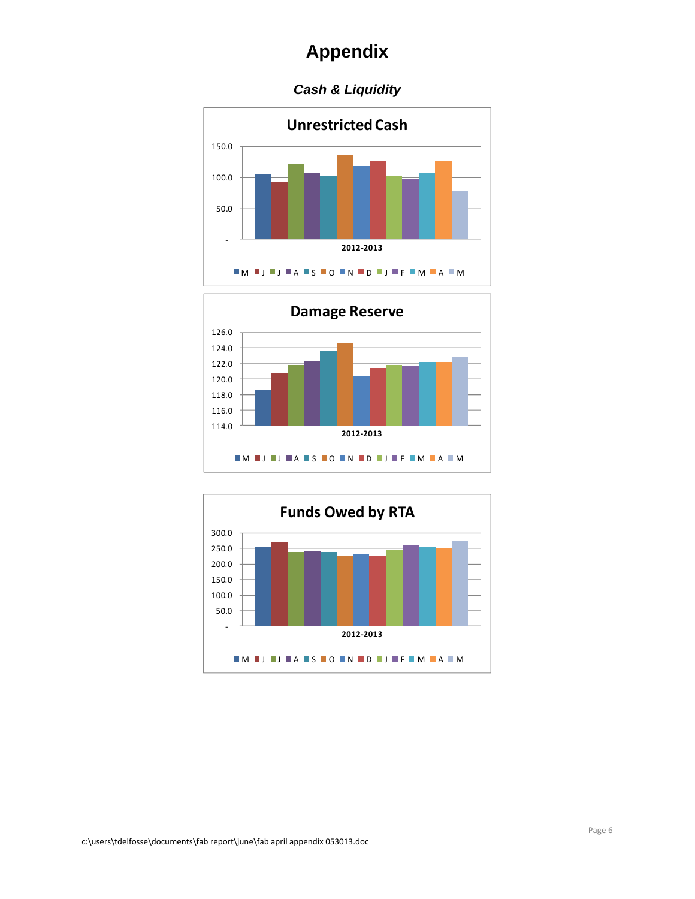# Appendix

### *Cash & Liquidity*

**Unrestricted Cash**

150.0
100.0
50.0
-

2012-2013

M J J A S O N D J F M A M

**Damage Reserve**

126.0
124.0
122.0
120.0
118.0
116.0
114.0

2012-2013

M J J A S O N D J F M A M

**Funds Owed by RTA**

300.0
250.0
200.0
150.0
100.0
50.0
-

2012-2013

M J J A S O N D J F M A M

c:\users\tdelfosse\documents\fab report\june\fab april appendix 053013.doc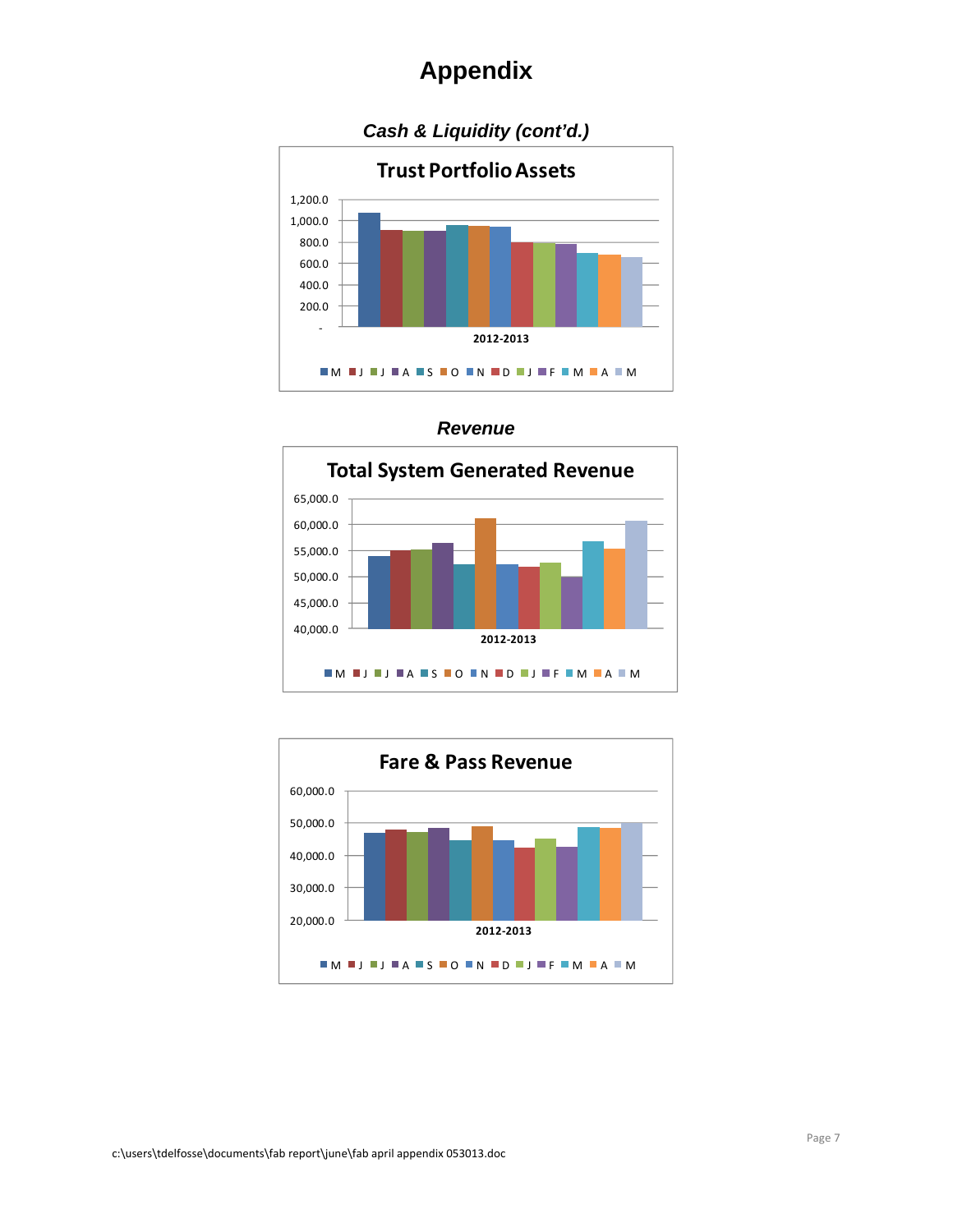# Appendix

### *Cash & Liquidity (cont'd.)*

**Trust Portfolio Assets**

1,200.0
1,000.0
800.0
600.0
400.0
200.0
-

2012-2013

M J J A S O N D J F M A M

### *Revenue*

**Total System Generated Revenue**

65,000.0
60,000.0
55,000.0
50,000.0
45,000.0
40,000.0

2012-2013

M J J A S O N D J F M A M

**Fare & Pass Revenue**

60,000.0
50,000.0
40,000.0
30,000.0
20,000.0

2012-2013

M J J A S O N D J F M A M

c:\users\tdelfosse\documents\fab report\june\fab april appendix 053013.doc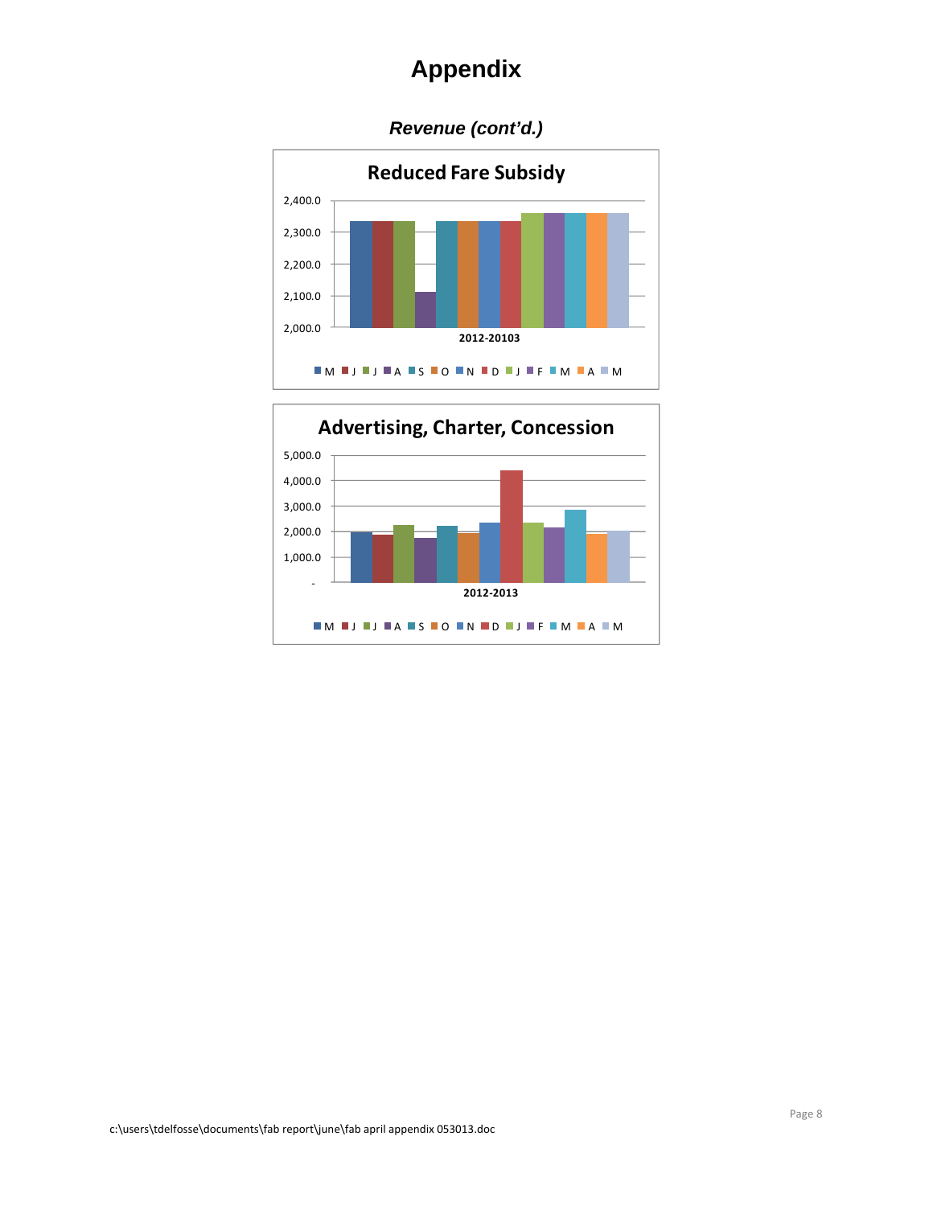# Appendix

### *Revenue (cont'd.)*

**Reduced Fare Subsidy**

2,400.0
2,300.0
2,200.0
2,100.0
2,000.0

**2012-20103**

M J J A S O N D J F M A M

**Advertising, Charter, Concession**

5,000.0
4,000.0
3,000.0
2,000.0
1,000.0
-

**2012-2013**

M J J A S O N D J F M A M

c:\users\tdelfosse\documents\fab report\june\fab april appendix 053013.doc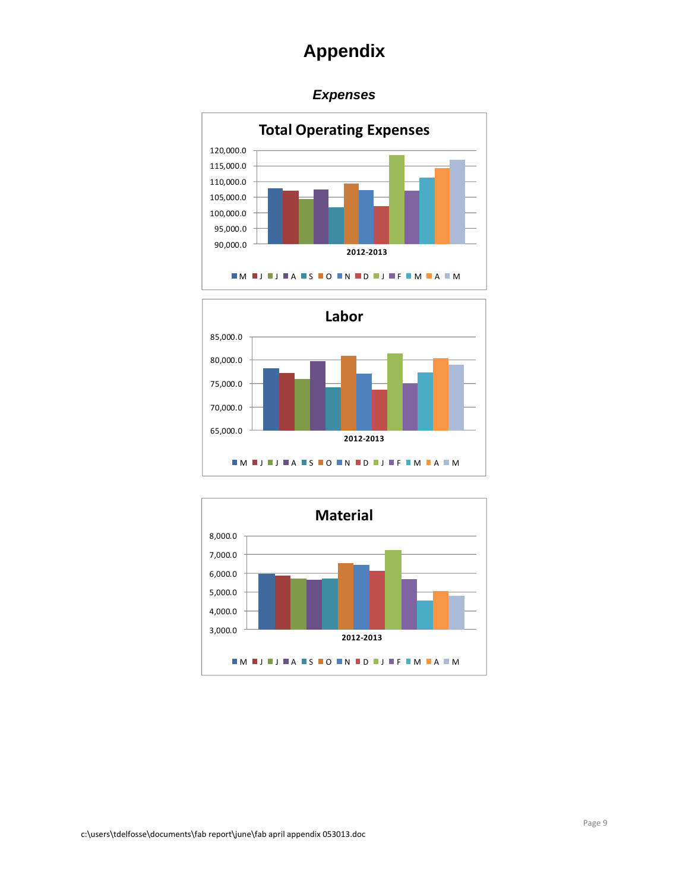# Appendix

### *Expenses*

**Total Operating Expenses**

120,000.0
115,000.0
110,000.0
105,000.0
100,000.0
95,000.0
90,000.0

**2012-2013**

M J J A S O N D J F M A M

**Labor**

85,000.0
80,000.0
75,000.0
70,000.0
65,000.0

**2012-2013**

M J J A S O N D J F M A M

**Material**

8,000.0
7,000.0
6,000.0
5,000.0
4,000.0
3,000.0

**2012-2013**

M J J A S O N D J F M A M

c:\users\tdelfosse\documents\fab report\june\fab april appendix 053013.doc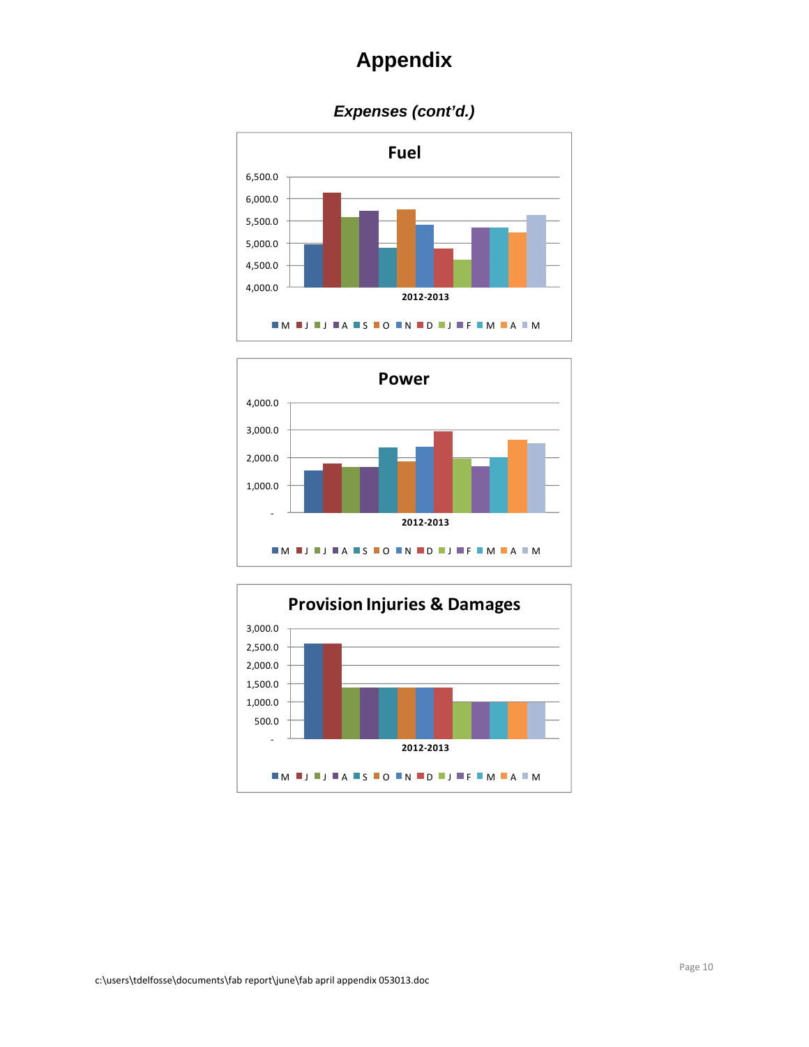# Appendix

## *Expenses (cont'd.)*

**Fuel**

6,500.0
6,000.0
5,500.0
5,000.0
4,500.0
4,000.0

2012-2013

M J J A S O N D J F M A M

**Power**

4,000.0
3,000.0
2,000.0
1,000.0
-

2012-2013

M J J A S O N D J F M A M

**Provision Injuries & Damages**

3,000.0
2,500.0
2,000.0
1,500.0
1,000.0
500.0
-

2012-2013

M J J A S O N D J F M A M

c:\users\tdelfosse\documents\fab report\june\fab april appendix 053013.doc